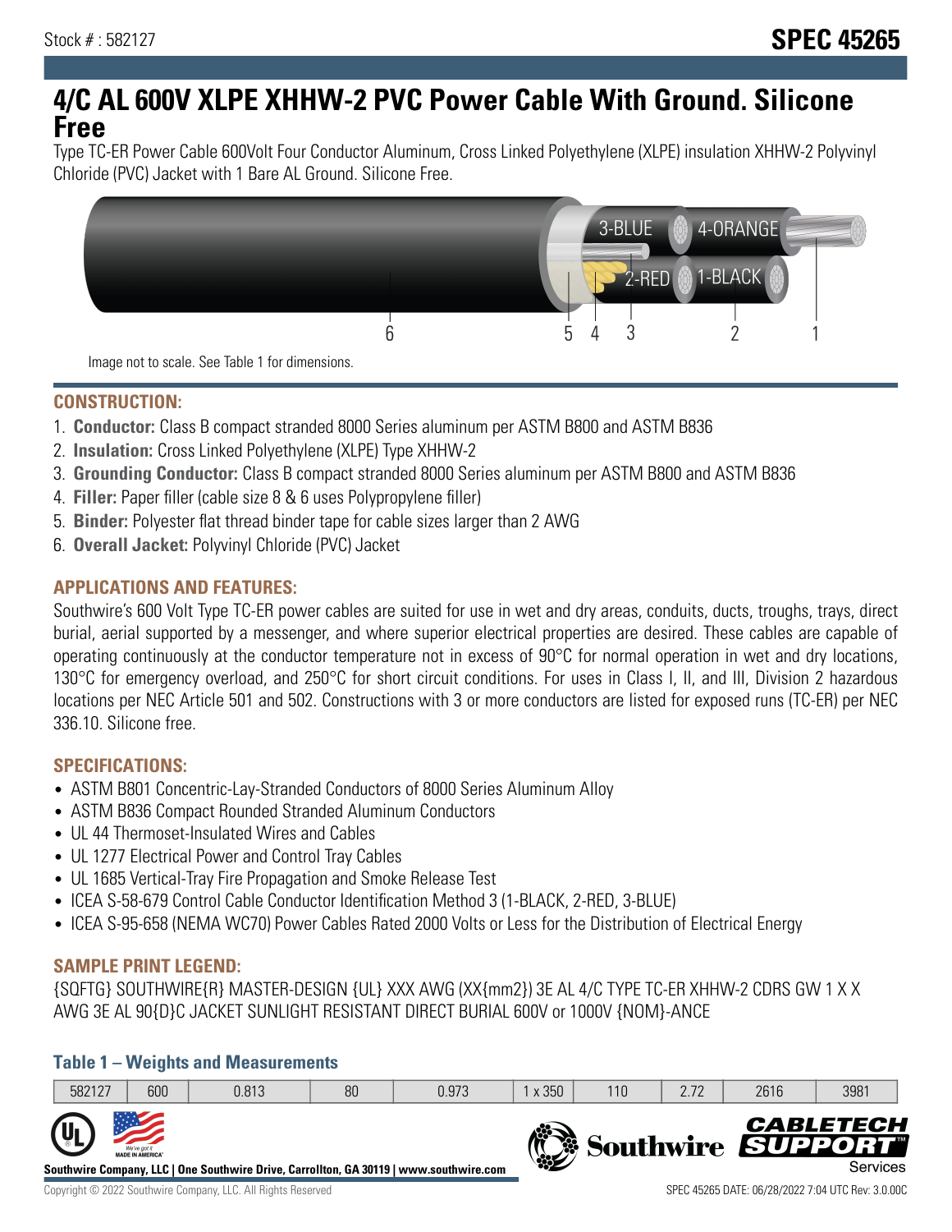Stock # : 582127

# SPEC 45265

# 4/C AL 600V XLPE XHHW-2 PVC Power Cable With Ground. Silicone Free

Type TC-ER Power Cable 600Volt Four Conductor Aluminum, Cross Linked Polyethylene (XLPE) insulation XHHW-2 Polyvinyl Chloride (PVC) Jacket with 1 Bare AL Ground. Silicone Free.

Image not to scale. See Table 1 for dimensions.

## CONSTRUCTION:

1. **Conductor:** Class B compact stranded 8000 Series aluminum per ASTM B800 and ASTM B836
2. **Insulation:** Cross Linked Polyethylene (XLPE) Type XHHW-2
3. **Grounding Conductor:** Class B compact stranded 8000 Series aluminum per ASTM B800 and ASTM B836
4. **Filler:** Paper filler (cable size 8 & 6 uses Polypropylene filler)
5. **Binder:** Polyester flat thread binder tape for cable sizes larger than 2 AWG
6. **Overall Jacket:** Polyvinyl Chloride (PVC) Jacket

## APPLICATIONS AND FEATURES:

Southwire's 600 Volt Type TC-ER power cables are suited for use in wet and dry areas, conduits, ducts, troughs, trays, direct burial, aerial supported by a messenger, and where superior electrical properties are desired. These cables are capable of operating continuously at the conductor temperature not in excess of 90°C for normal operation in wet and dry locations, 130°C for emergency overload, and 250°C for short circuit conditions. For uses in Class I, II, and III, Division 2 hazardous locations per NEC Article 501 and 502. Constructions with 3 or more conductors are listed for exposed runs (TC-ER) per NEC 336.10. Silicone free.

## SPECIFICATIONS:

- ASTM B801 Concentric-Lay-Stranded Conductors of 8000 Series Aluminum Alloy
- ASTM B836 Compact Rounded Stranded Aluminum Conductors
- UL 44 Thermoset-Insulated Wires and Cables
- UL 1277 Electrical Power and Control Tray Cables
- UL 1685 Vertical-Tray Fire Propagation and Smoke Release Test
- ICEA S-58-679 Control Cable Conductor Identification Method 3 (1-BLACK, 2-RED, 3-BLUE)
- ICEA S-95-658 (NEMA WC70) Power Cables Rated 2000 Volts or Less for the Distribution of Electrical Energy

## SAMPLE PRINT LEGEND:

{SQFTG} SOUTHWIRE{R} MASTER-DESIGN {UL} XXX AWG (XX{mm2}) 3E AL 4/C TYPE TC-ER XHHW-2 CDRS GW 1 X X AWG 3E AL 90{D}C JACKET SUNLIGHT RESISTANT DIRECT BURIAL 600V or 1000V {NOM}-ANCE

### Table 1 – Weights and Measurements

| | | | | | | | | | |
|---|---|---|---|---|---|---|---|---|---|
| 582127 | 600 | 0.813 | 80 | 0.973 | 1 x 350 | 110 | 2.72 | 2616 | 3981 |

Southwire Company, LLC | One Southwire Drive, Carrollton, GA 30119 | www.southwire.com

Copyright © 2022 Southwire Company, LLC. All Rights Reserved

SPEC 45265 DATE: 06/28/2022 7:04 UTC Rev: 3.0.00C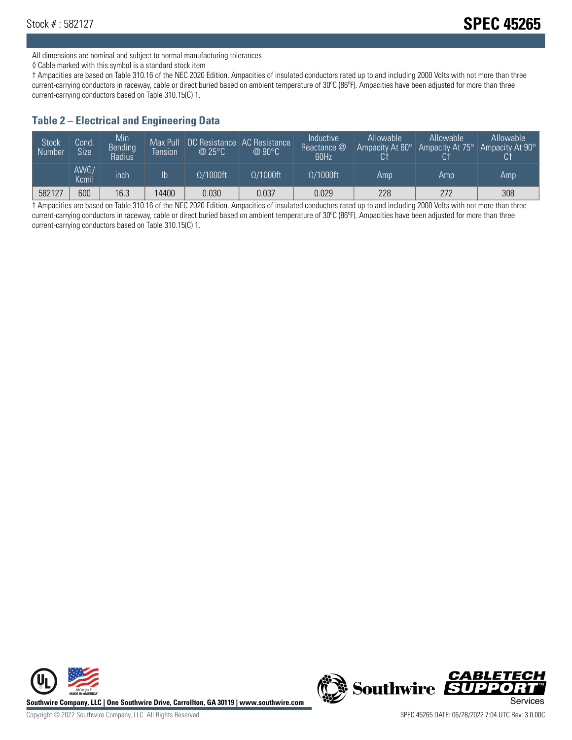All dimensions are nominal and subject to normal manufacturing tolerances

◊ Cable marked with this symbol is a standard stock item

† Ampacities are based on Table 310.16 of the NEC 2020 Edition. Ampacities of insulated conductors rated up to and including 2000 Volts with not more than three current-carrying conductors in raceway, cable or direct buried based on ambient temperature of 30ºC (86ºF). Ampacities have been adjusted for more than three current-carrying conductors based on Table 310.15(C) 1.

### Table 2 – Electrical and Engineering Data

| Stock Number | Cond. Size | Min Bending Radius | Max Pull Tension | DC Resistance @ 25°C | AC Resistance @ 90°C | Inductive Reactance @ 60Hz | Allowable Ampacity At 60° C† | Allowable Ampacity At 75° C† | Allowable Ampacity At 90° C† |
|---|---|---|---|---|---|---|---|---|---|
| | AWG/ Kcmil | inch | lb | Ω/1000ft | Ω/1000ft | Ω/1000ft | Amp | Amp | Amp |
| 582127 | 600 | 16.3 | 14400 | 0.030 | 0.037 | 0.029 | 228 | 272 | 308 |

† Ampacities are based on Table 310.16 of the NEC 2020 Edition. Ampacities of insulated conductors rated up to and including 2000 Volts with not more than three current-carrying conductors in raceway, cable or direct buried based on ambient temperature of 30ºC (86ºF). Ampacities have been adjusted for more than three current-carrying conductors based on Table 310.15(C) 1.

**Southwire Company, LLC | One Southwire Drive, Carrollton, GA 30119 | www.southwire.com**

Copyright © 2022 Southwire Company, LLC. All Rights Reserved

SPEC 45265 DATE: 06/28/2022 7:04 UTC Rev: 3.0.00C